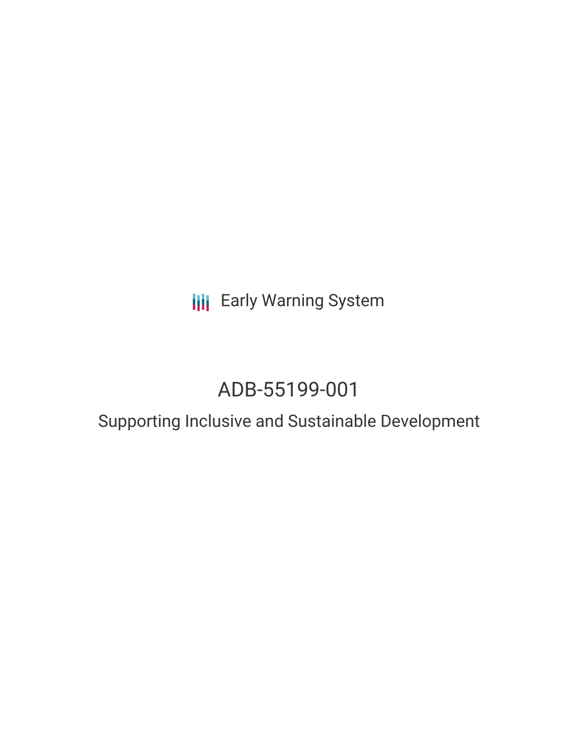Early Warning System

# ADB-55199-001

## Supporting Inclusive and Sustainable Development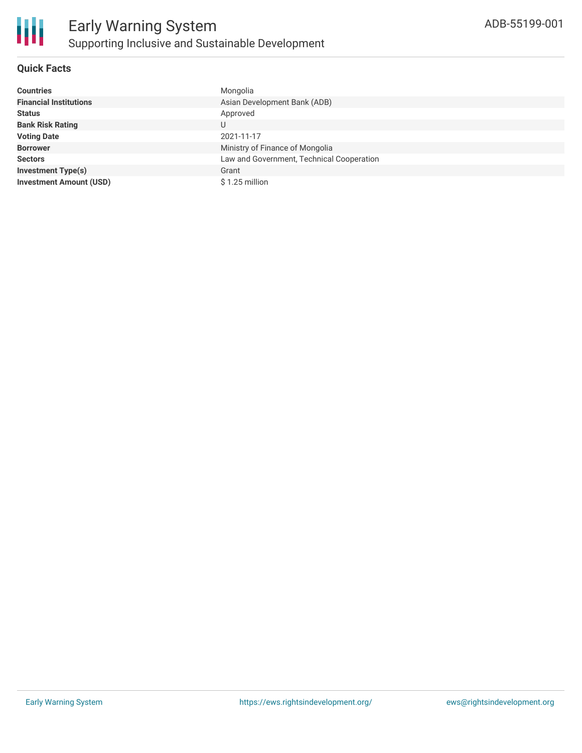# Early Warning System

## Supporting Inclusive and Sustainable Development

ADB-55199-001

### Quick Facts

| | |
|---|---|
| **Countries** | Mongolia |
| **Financial Institutions** | Asian Development Bank (ADB) |
| **Status** | Approved |
| **Bank Risk Rating** | U |
| **Voting Date** | 2021-11-17 |
| **Borrower** | Ministry of Finance of Mongolia |
| **Sectors** | Law and Government, Technical Cooperation |
| **Investment Type(s)** | Grant |
| **Investment Amount (USD)** | $ 1.25 million |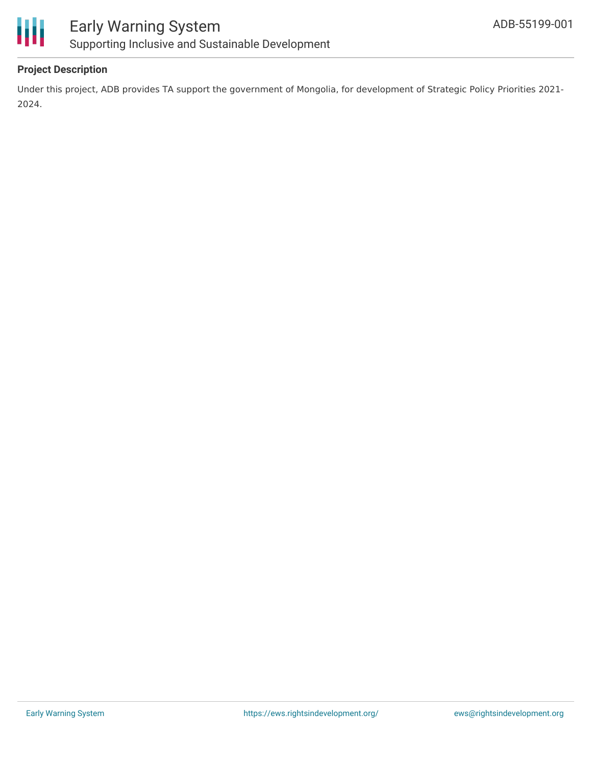### Project Description

Under this project, ADB provides TA support the government of Mongolia, for development of Strategic Policy Priorities 2021-2024.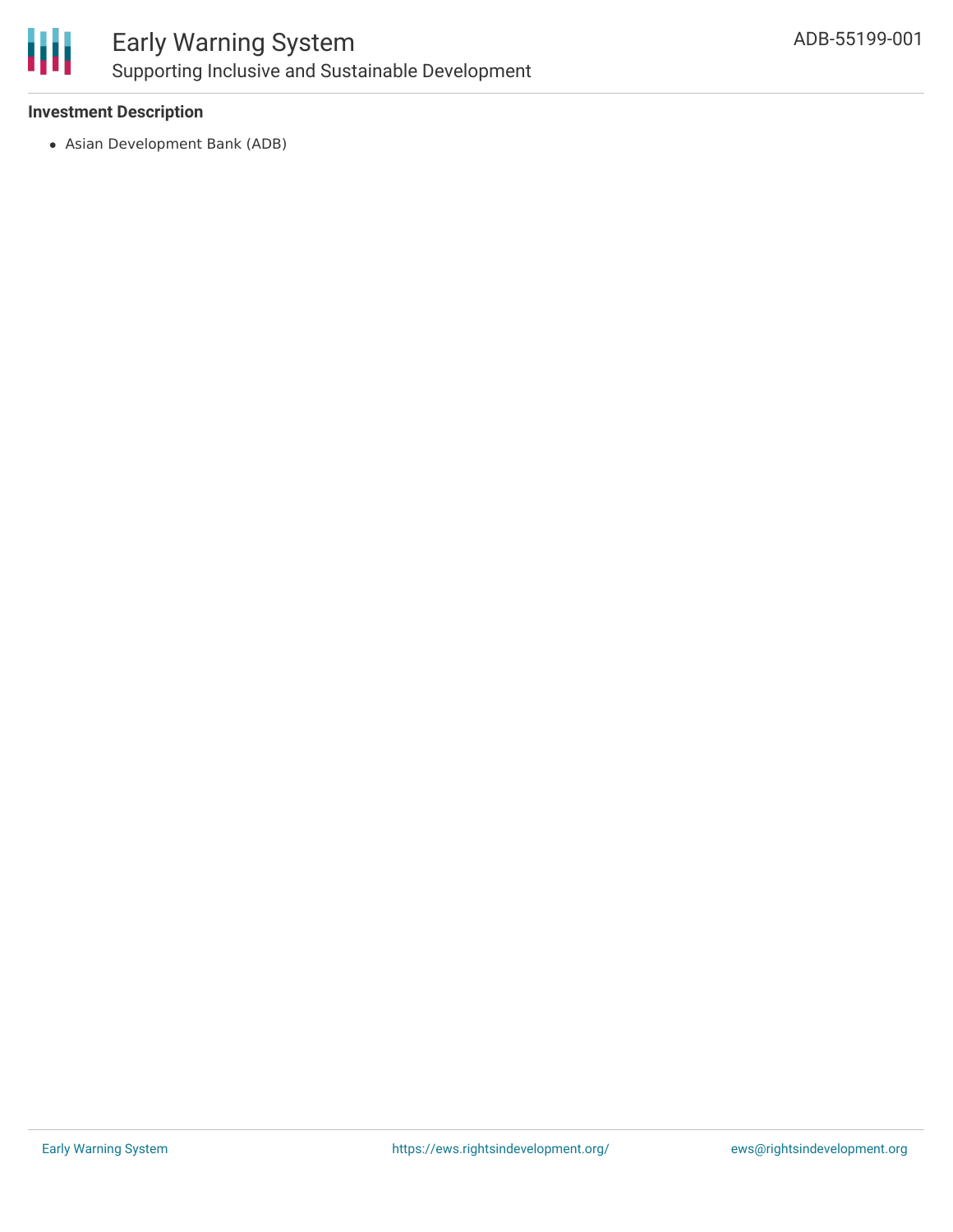**Investment Description**

- Asian Development Bank (ADB)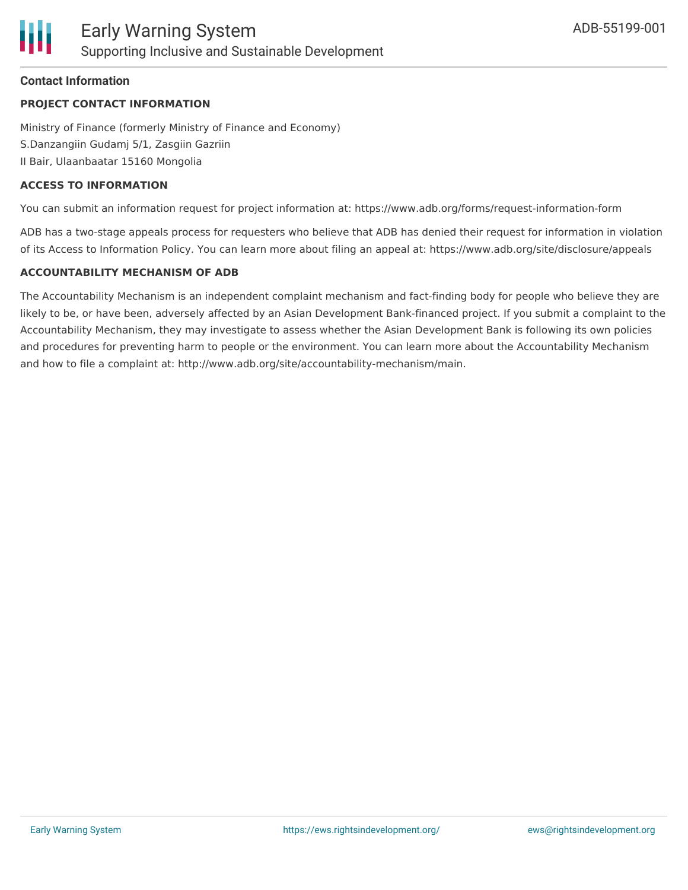## Contact Information

### PROJECT CONTACT INFORMATION

Ministry of Finance (formerly Ministry of Finance and Economy)
S.Danzangiin Gudamj 5/1, Zasgiin Gazriin
II Bair, Ulaanbaatar 15160 Mongolia

### ACCESS TO INFORMATION

You can submit an information request for project information at: https://www.adb.org/forms/request-information-form

ADB has a two-stage appeals process for requesters who believe that ADB has denied their request for information in violation of its Access to Information Policy. You can learn more about filing an appeal at: https://www.adb.org/site/disclosure/appeals

### ACCOUNTABILITY MECHANISM OF ADB

The Accountability Mechanism is an independent complaint mechanism and fact-finding body for people who believe they are likely to be, or have been, adversely affected by an Asian Development Bank-financed project. If you submit a complaint to the Accountability Mechanism, they may investigate to assess whether the Asian Development Bank is following its own policies and procedures for preventing harm to people or the environment. You can learn more about the Accountability Mechanism and how to file a complaint at: http://www.adb.org/site/accountability-mechanism/main.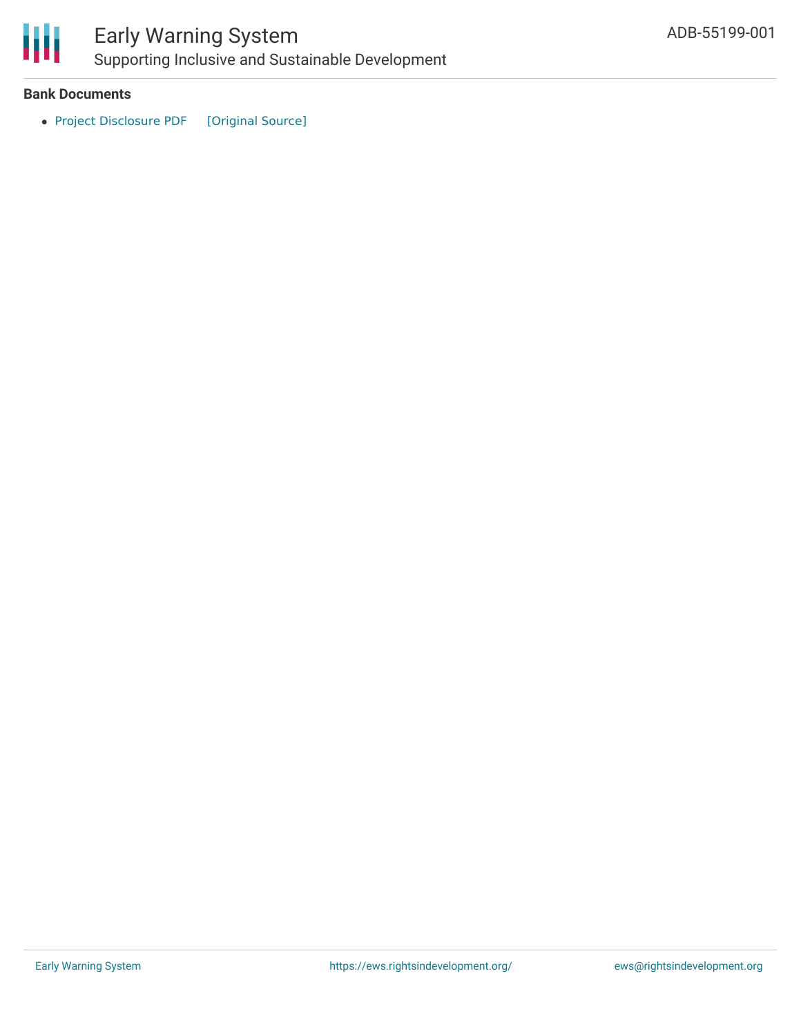**Bank Documents**

- Project Disclosure PDF [Original Source]